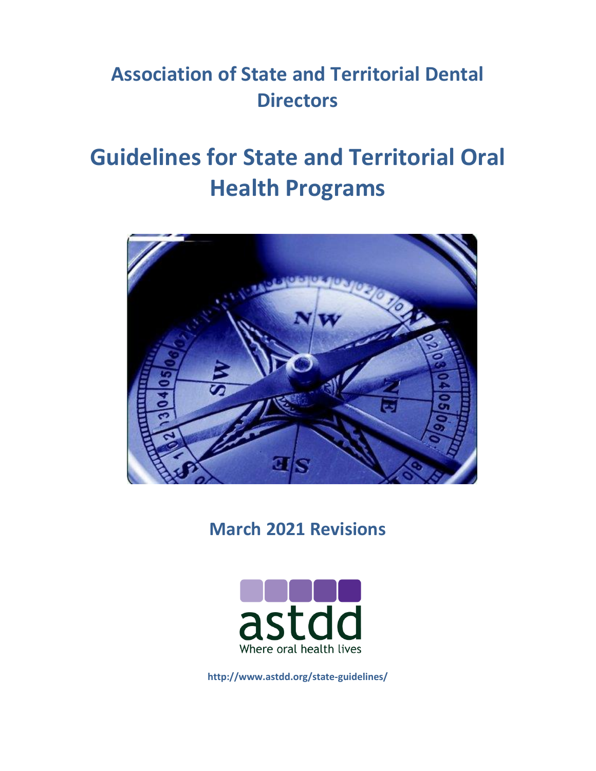# Association of State and Territorial Dental Directors

# Guidelines for State and Territorial Oral Health Programs

## March 2021 Revisions

astdd

Where oral health lives

http://www.astdd.org/state-guidelines/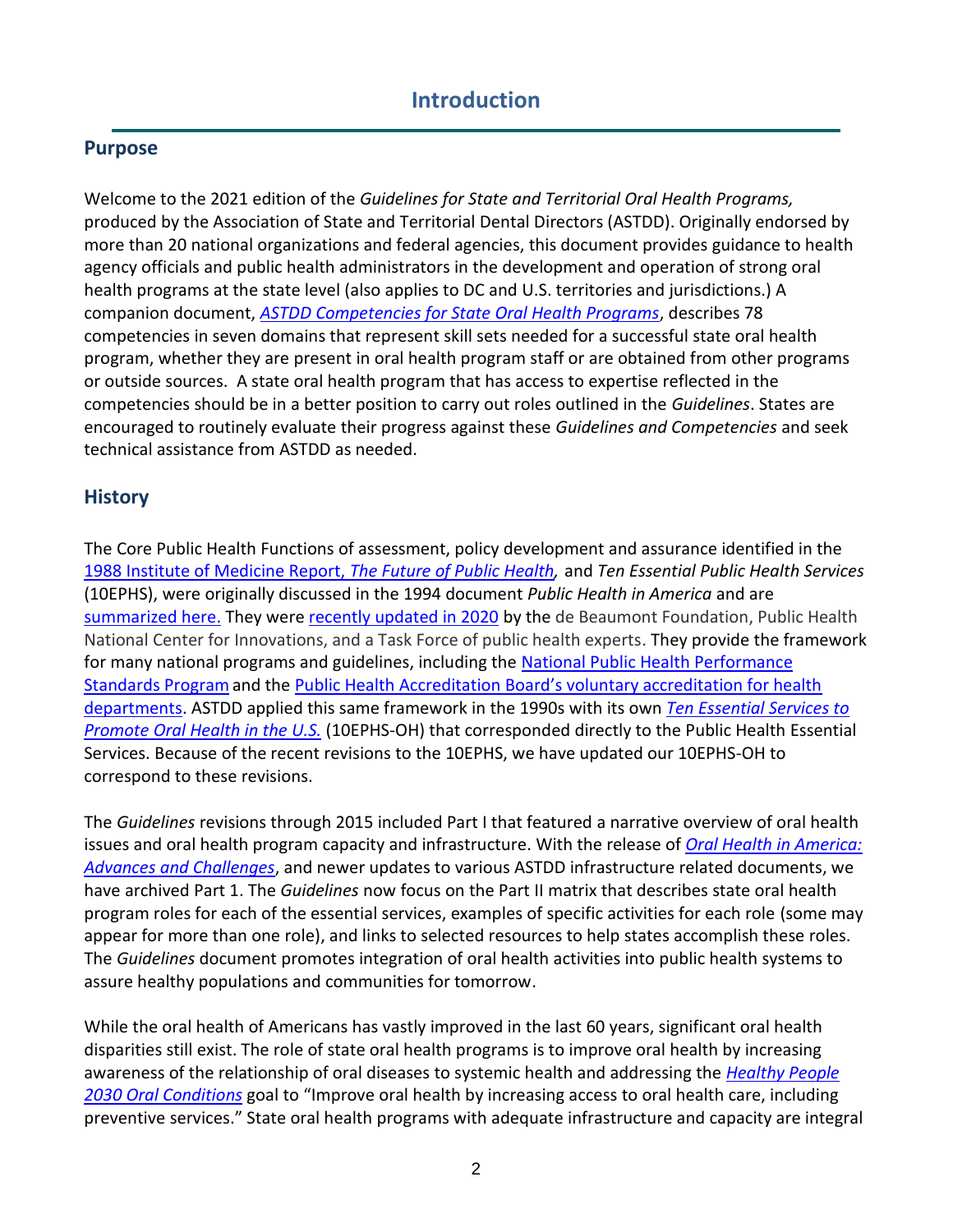# Introduction

## Purpose

Welcome to the 2021 edition of the *Guidelines for State and Territorial Oral Health Programs,* produced by the Association of State and Territorial Dental Directors (ASTDD). Originally endorsed by more than 20 national organizations and federal agencies, this document provides guidance to health agency officials and public health administrators in the development and operation of strong oral health programs at the state level (also applies to DC and U.S. territories and jurisdictions.) A companion document, *ASTDD Competencies for State Oral Health Programs*, describes 78 competencies in seven domains that represent skill sets needed for a successful state oral health program, whether they are present in oral health program staff or are obtained from other programs or outside sources. A state oral health program that has access to expertise reflected in the competencies should be in a better position to carry out roles outlined in the *Guidelines*. States are encouraged to routinely evaluate their progress against these *Guidelines and Competencies* and seek technical assistance from ASTDD as needed.

## History

The Core Public Health Functions of assessment, policy development and assurance identified in the 1988 Institute of Medicine Report, *The Future of Public Health,* and *Ten Essential Public Health Services* (10EPHS), were originally discussed in the 1994 document *Public Health in America* and are summarized here. They were recently updated in 2020 by the de Beaumont Foundation, Public Health National Center for Innovations, and a Task Force of public health experts. They provide the framework for many national programs and guidelines, including the National Public Health Performance Standards Program and the Public Health Accreditation Board's voluntary accreditation for health departments. ASTDD applied this same framework in the 1990s with its own *Ten Essential Services to Promote Oral Health in the U.S.* (10EPHS-OH) that corresponded directly to the Public Health Essential Services. Because of the recent revisions to the 10EPHS, we have updated our 10EPHS-OH to correspond to these revisions.

The *Guidelines* revisions through 2015 included Part I that featured a narrative overview of oral health issues and oral health program capacity and infrastructure. With the release of *Oral Health in America: Advances and Challenges*, and newer updates to various ASTDD infrastructure related documents, we have archived Part 1. The *Guidelines* now focus on the Part II matrix that describes state oral health program roles for each of the essential services, examples of specific activities for each role (some may appear for more than one role), and links to selected resources to help states accomplish these roles. The *Guidelines* document promotes integration of oral health activities into public health systems to assure healthy populations and communities for tomorrow.

While the oral health of Americans has vastly improved in the last 60 years, significant oral health disparities still exist. The role of state oral health programs is to improve oral health by increasing awareness of the relationship of oral diseases to systemic health and addressing the *Healthy People 2030 Oral Conditions* goal to "Improve oral health by increasing access to oral health care, including preventive services." State oral health programs with adequate infrastructure and capacity are integral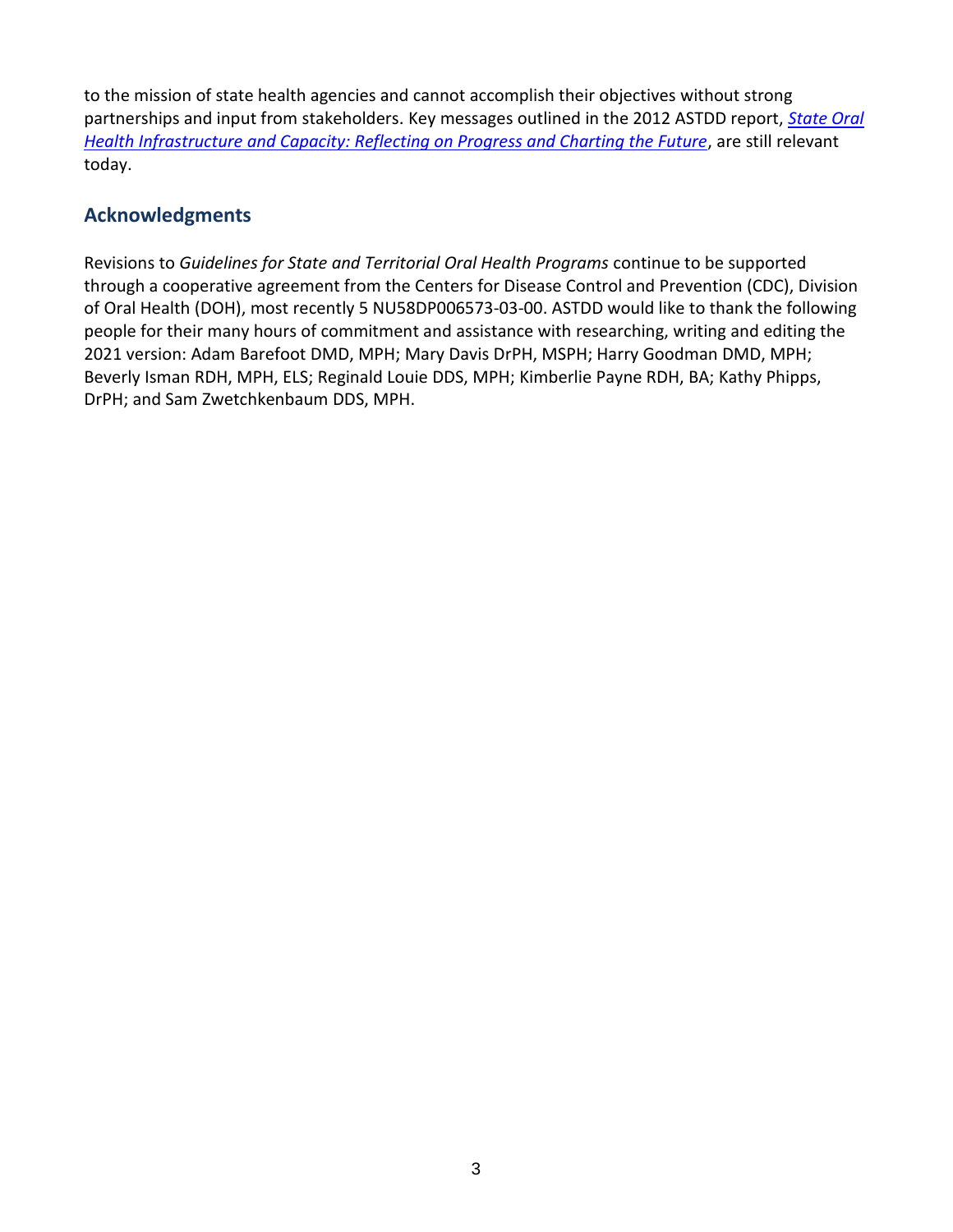to the mission of state health agencies and cannot accomplish their objectives without strong partnerships and input from stakeholders. Key messages outlined in the 2012 ASTDD report, *State Oral Health Infrastructure and Capacity: Reflecting on Progress and Charting the Future*, are still relevant today.

## Acknowledgments

Revisions to *Guidelines for State and Territorial Oral Health Programs* continue to be supported through a cooperative agreement from the Centers for Disease Control and Prevention (CDC), Division of Oral Health (DOH), most recently 5 NU58DP006573-03-00. ASTDD would like to thank the following people for their many hours of commitment and assistance with researching, writing and editing the 2021 version: Adam Barefoot DMD, MPH; Mary Davis DrPH, MSPH; Harry Goodman DMD, MPH; Beverly Isman RDH, MPH, ELS; Reginald Louie DDS, MPH; Kimberlie Payne RDH, BA; Kathy Phipps, DrPH; and Sam Zwetchkenbaum DDS, MPH.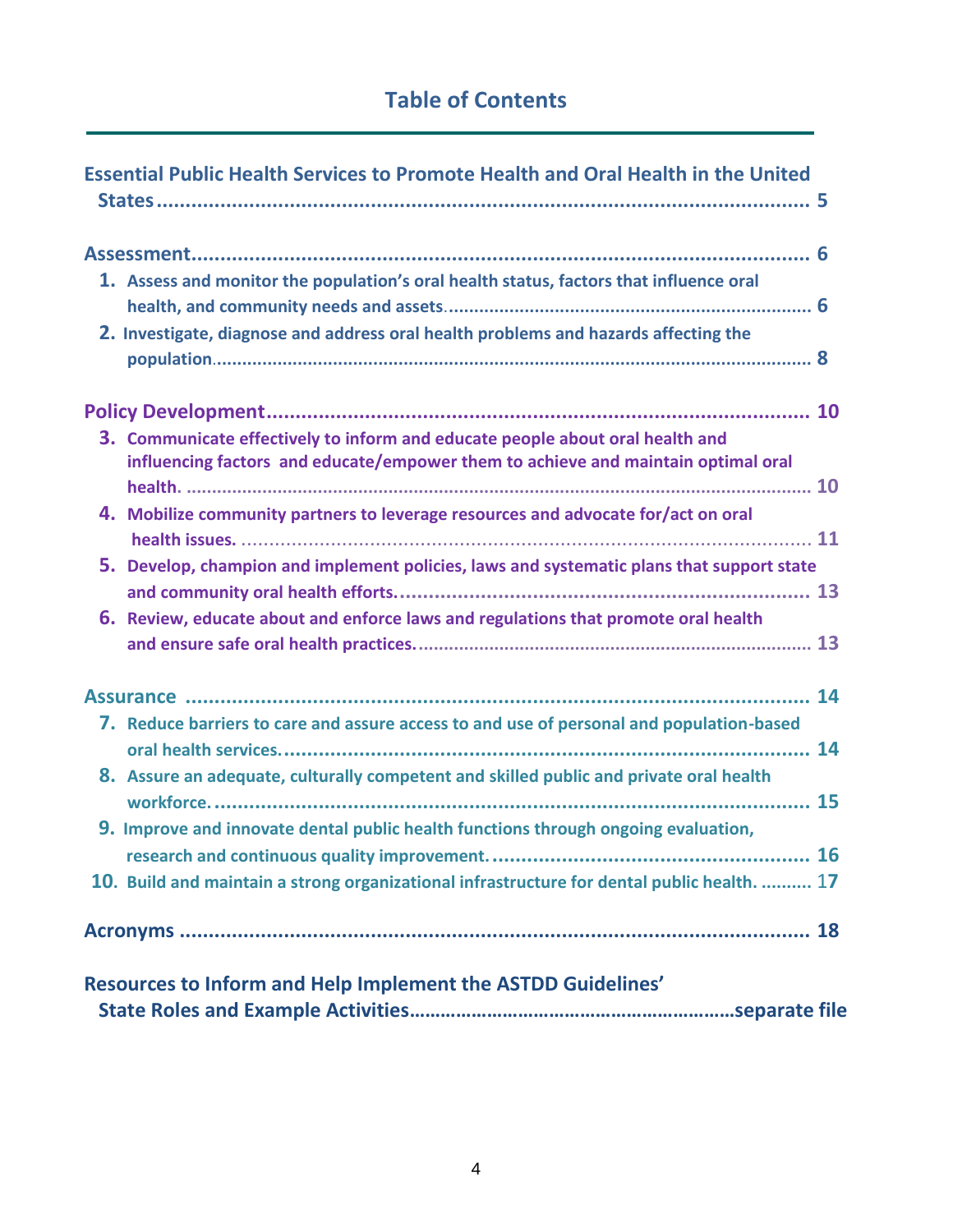# Table of Contents

**Essential Public Health Services to Promote Health and Oral Health in the United States** ........................................................................................................ 5

**Assessment** ........................................................................................................ 6

1. **Assess and monitor the population's oral health status, factors that influence oral health, and community needs and assets** ........................................................................ 6
2. **Investigate, diagnose and address oral health problems and hazards affecting the population** ........................................................................................................ 8

**Policy Development** ........................................................................................................ 10

3. **Communicate effectively to inform and educate people about oral health and influencing factors and educate/empower them to achieve and maintain optimal oral health.** ........................................................................................................ 10
4. **Mobilize community partners to leverage resources and advocate for/act on oral health issues.** ........................................................................................................ 11
5. **Develop, champion and implement policies, laws and systematic plans that support state and community oral health efforts.** ........................................................................ 13
6. **Review, educate about and enforce laws and regulations that promote oral health and ensure safe oral health practices.** ........................................................................ 13

**Assurance** ........................................................................................................ 14

7. **Reduce barriers to care and assure access to and use of personal and population-based oral health services.** ........................................................................ 14
8. **Assure an adequate, culturally competent and skilled public and private oral health workforce.** ........................................................................................................ 15
9. **Improve and innovate dental public health functions through ongoing evaluation, research and continuous quality improvement.** ........................................................ 16
10. **Build and maintain a strong organizational infrastructure for dental public health.** .......... 17

**Acronyms** ........................................................................................................ 18

**Resources to Inform and Help Implement the ASTDD Guidelines' State Roles and Example Activities**............................................................separate file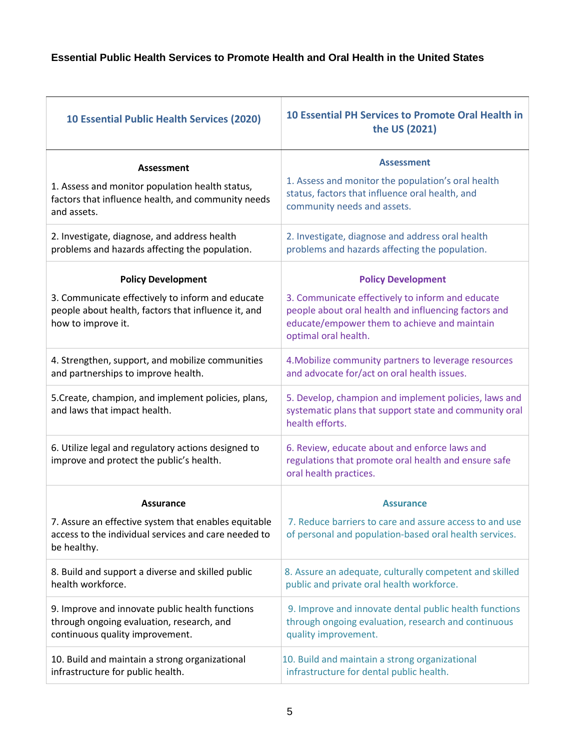**Essential Public Health Services to Promote Health and Oral Health in the United States**

| 10 Essential Public Health Services (2020) | 10 Essential PH Services to Promote Oral Health in the US (2021) |
|---|---|
| **Assessment**<br>1. Assess and monitor population health status, factors that influence health, and community needs and assets. | **Assessment**<br>1. Assess and monitor the population's oral health status, factors that influence oral health, and community needs and assets. |
| 2. Investigate, diagnose, and address health problems and hazards affecting the population. | 2. Investigate, diagnose and address oral health problems and hazards affecting the population. |
| **Policy Development**<br>3. Communicate effectively to inform and educate people about health, factors that influence it, and how to improve it. | **Policy Development**<br>3. Communicate effectively to inform and educate people about oral health and influencing factors and educate/empower them to achieve and maintain optimal oral health. |
| 4. Strengthen, support, and mobilize communities and partnerships to improve health. | 4.Mobilize community partners to leverage resources and advocate for/act on oral health issues. |
| 5.Create, champion, and implement policies, plans, and laws that impact health. | 5. Develop, champion and implement policies, laws and systematic plans that support state and community oral health efforts. |
| 6. Utilize legal and regulatory actions designed to improve and protect the public's health. | 6. Review, educate about and enforce laws and regulations that promote oral health and ensure safe oral health practices. |
| **Assurance**<br>7. Assure an effective system that enables equitable access to the individual services and care needed to be healthy. | **Assurance**<br>7. Reduce barriers to care and assure access to and use of personal and population-based oral health services. |
| 8. Build and support a diverse and skilled public health workforce. | 8. Assure an adequate, culturally competent and skilled public and private oral health workforce. |
| 9. Improve and innovate public health functions through ongoing evaluation, research, and continuous quality improvement. | 9. Improve and innovate dental public health functions through ongoing evaluation, research and continuous quality improvement. |
| 10. Build and maintain a strong organizational infrastructure for public health. | 10. Build and maintain a strong organizational infrastructure for dental public health. |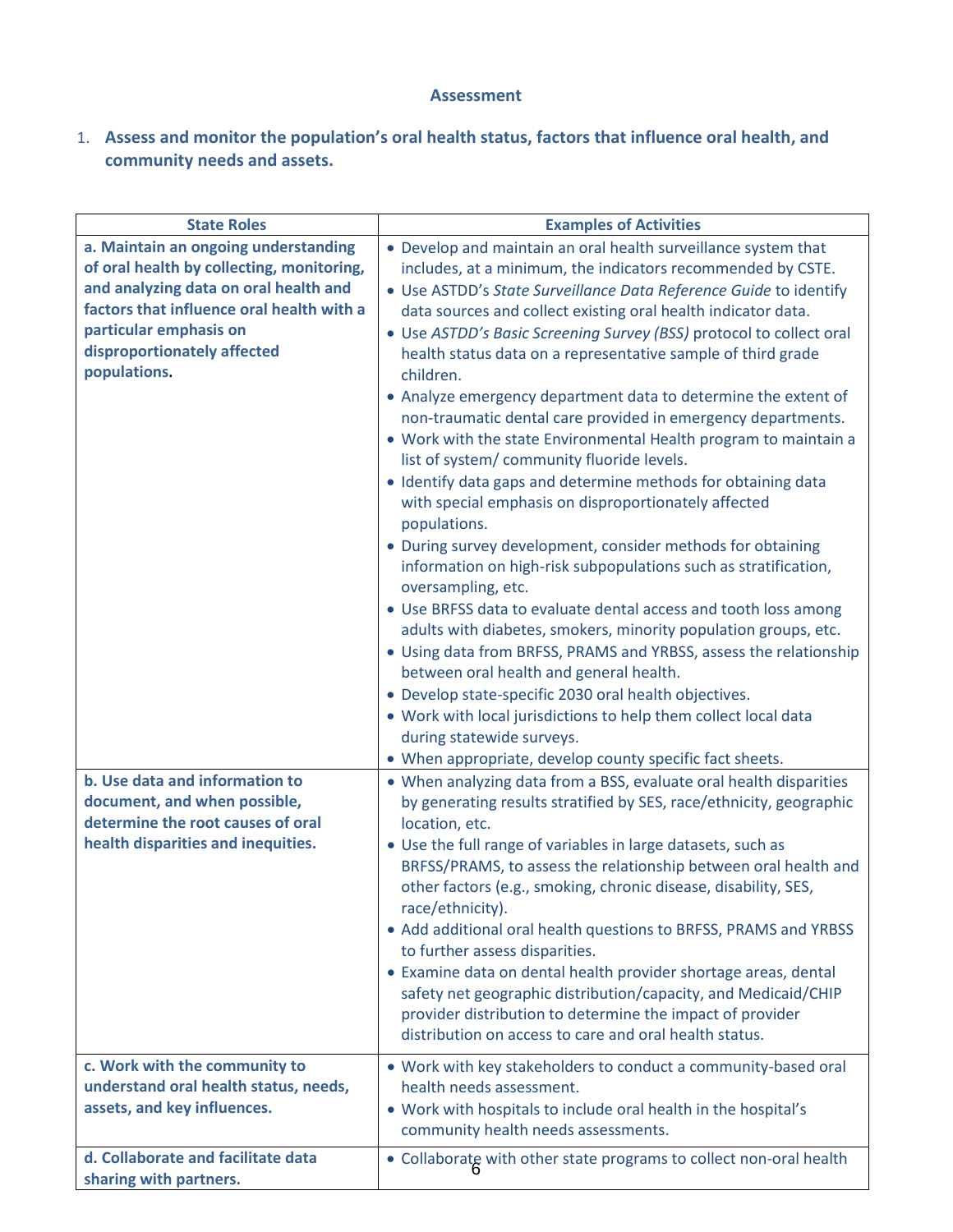## Assessment

1. **Assess and monitor the population's oral health status, factors that influence oral health, and community needs and assets.**

| State Roles | Examples of Activities |
|---|---|
| **a. Maintain an ongoing understanding of oral health by collecting, monitoring, and analyzing data on oral health and factors that influence oral health with a particular emphasis on disproportionately affected populations.** | • Develop and maintain an oral health surveillance system that includes, at a minimum, the indicators recommended by CSTE.<br>• Use ASTDD's *State Surveillance Data Reference Guide* to identify data sources and collect existing oral health indicator data.<br>• Use *ASTDD's Basic Screening Survey (BSS)* protocol to collect oral health status data on a representative sample of third grade children.<br>• Analyze emergency department data to determine the extent of non-traumatic dental care provided in emergency departments.<br>• Work with the state Environmental Health program to maintain a list of system/ community fluoride levels.<br>• Identify data gaps and determine methods for obtaining data with special emphasis on disproportionately affected populations.<br>• During survey development, consider methods for obtaining information on high-risk subpopulations such as stratification, oversampling, etc.<br>• Use BRFSS data to evaluate dental access and tooth loss among adults with diabetes, smokers, minority population groups, etc.<br>• Using data from BRFSS, PRAMS and YRBSS, assess the relationship between oral health and general health.<br>• Develop state-specific 2030 oral health objectives.<br>• Work with local jurisdictions to help them collect local data during statewide surveys.<br>• When appropriate, develop county specific fact sheets. |
| **b. Use data and information to document, and when possible, determine the root causes of oral health disparities and inequities.** | • When analyzing data from a BSS, evaluate oral health disparities by generating results stratified by SES, race/ethnicity, geographic location, etc.<br>• Use the full range of variables in large datasets, such as BRFSS/PRAMS, to assess the relationship between oral health and other factors (e.g., smoking, chronic disease, disability, SES, race/ethnicity).<br>• Add additional oral health questions to BRFSS, PRAMS and YRBSS to further assess disparities.<br>• Examine data on dental health provider shortage areas, dental safety net geographic distribution/capacity, and Medicaid/CHIP provider distribution to determine the impact of provider distribution on access to care and oral health status. |
| **c. Work with the community to understand oral health status, needs, assets, and key influences.** | • Work with key stakeholders to conduct a community-based oral health needs assessment.<br>• Work with hospitals to include oral health in the hospital's community health needs assessments. |
| **d. Collaborate and facilitate data sharing with partners.** | • Collaborate with other state programs to collect non-oral health |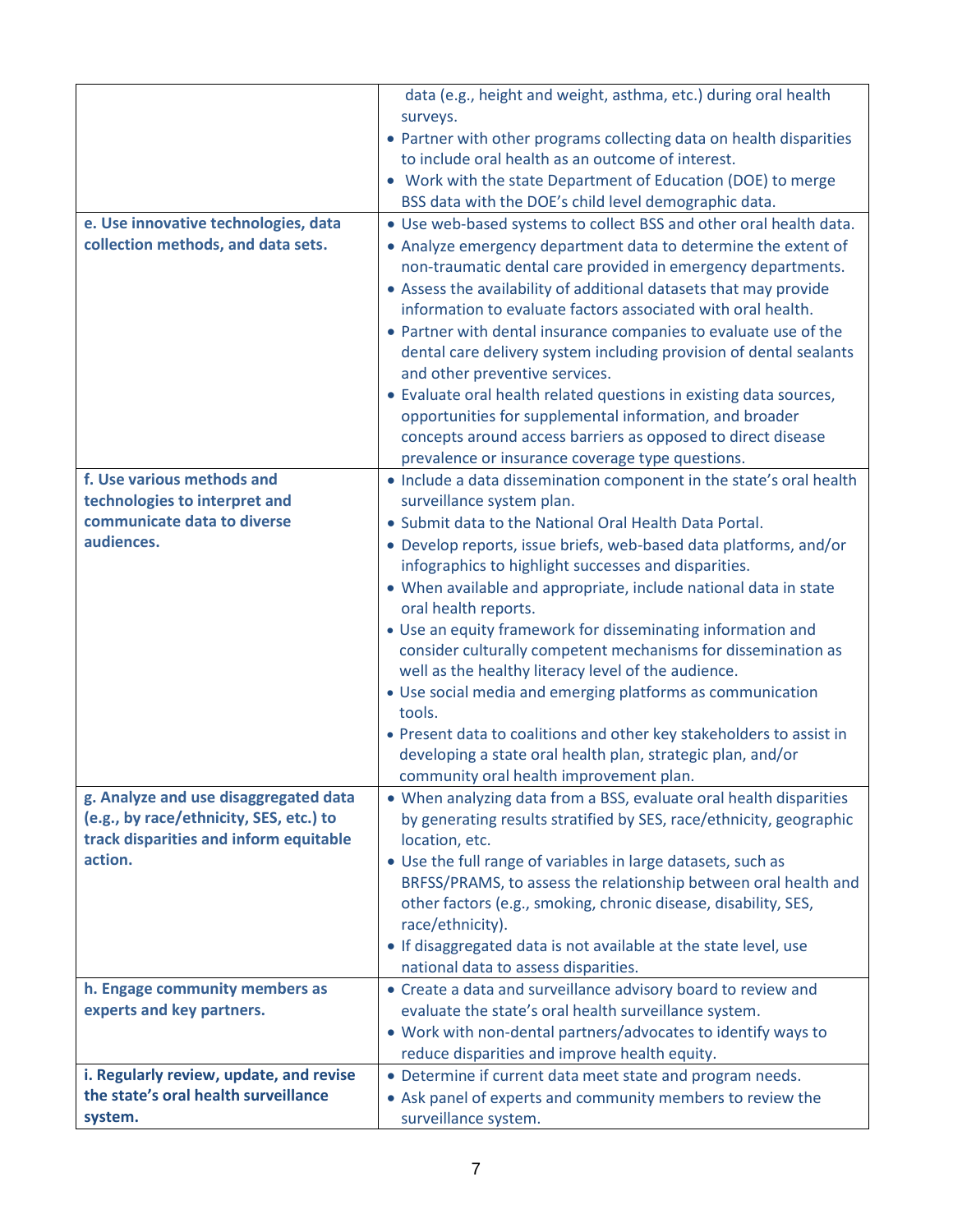| | |
|---|---|
| | data (e.g., height and weight, asthma, etc.) during oral health surveys.<br>• Partner with other programs collecting data on health disparities to include oral health as an outcome of interest.<br>• Work with the state Department of Education (DOE) to merge BSS data with the DOE's child level demographic data. |
| **e. Use innovative technologies, data collection methods, and data sets.** | • Use web-based systems to collect BSS and other oral health data.<br>• Analyze emergency department data to determine the extent of non-traumatic dental care provided in emergency departments.<br>• Assess the availability of additional datasets that may provide information to evaluate factors associated with oral health.<br>• Partner with dental insurance companies to evaluate use of the dental care delivery system including provision of dental sealants and other preventive services.<br>• Evaluate oral health related questions in existing data sources, opportunities for supplemental information, and broader concepts around access barriers as opposed to direct disease prevalence or insurance coverage type questions. |
| **f. Use various methods and technologies to interpret and communicate data to diverse audiences.** | • Include a data dissemination component in the state's oral health surveillance system plan.<br>• Submit data to the National Oral Health Data Portal.<br>• Develop reports, issue briefs, web-based data platforms, and/or infographics to highlight successes and disparities.<br>• When available and appropriate, include national data in state oral health reports.<br>• Use an equity framework for disseminating information and consider culturally competent mechanisms for dissemination as well as the healthy literacy level of the audience.<br>• Use social media and emerging platforms as communication tools.<br>• Present data to coalitions and other key stakeholders to assist in developing a state oral health plan, strategic plan, and/or community oral health improvement plan. |
| **g. Analyze and use disaggregated data (e.g., by race/ethnicity, SES, etc.) to track disparities and inform equitable action.** | • When analyzing data from a BSS, evaluate oral health disparities by generating results stratified by SES, race/ethnicity, geographic location, etc.<br>• Use the full range of variables in large datasets, such as BRFSS/PRAMS, to assess the relationship between oral health and other factors (e.g., smoking, chronic disease, disability, SES, race/ethnicity).<br>• If disaggregated data is not available at the state level, use national data to assess disparities. |
| **h. Engage community members as experts and key partners.** | • Create a data and surveillance advisory board to review and evaluate the state's oral health surveillance system.<br>• Work with non-dental partners/advocates to identify ways to reduce disparities and improve health equity. |
| **i. Regularly review, update, and revise the state's oral health surveillance system.** | • Determine if current data meet state and program needs.<br>• Ask panel of experts and community members to review the surveillance system. |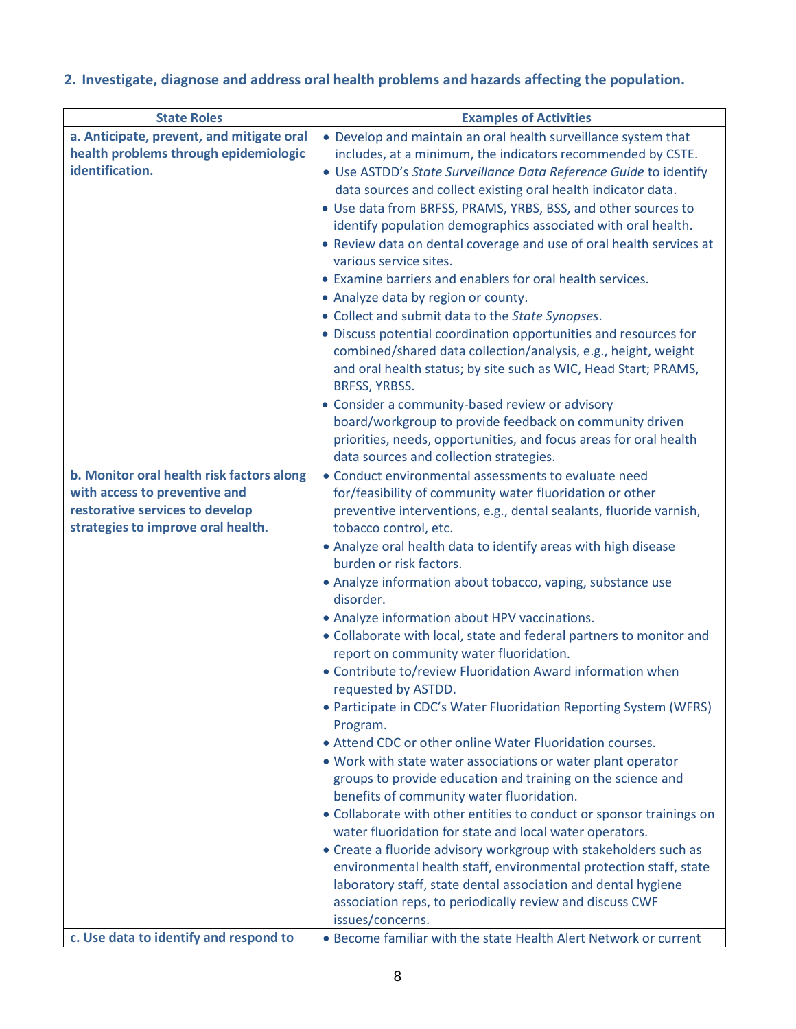## 2. Investigate, diagnose and address oral health problems and hazards affecting the population.

| State Roles | Examples of Activities |
|---|---|
| **a. Anticipate, prevent, and mitigate oral health problems through epidemiologic identification.** | • Develop and maintain an oral health surveillance system that includes, at a minimum, the indicators recommended by CSTE.<br>• Use ASTDD's *State Surveillance Data Reference Guide* to identify data sources and collect existing oral health indicator data.<br>• Use data from BRFSS, PRAMS, YRBS, BSS, and other sources to identify population demographics associated with oral health.<br>• Review data on dental coverage and use of oral health services at various service sites.<br>• Examine barriers and enablers for oral health services.<br>• Analyze data by region or county.<br>• Collect and submit data to the *State Synopses*.<br>• Discuss potential coordination opportunities and resources for combined/shared data collection/analysis, e.g., height, weight and oral health status; by site such as WIC, Head Start; PRAMS, BRFSS, YRBSS.<br>• Consider a community-based review or advisory board/workgroup to provide feedback on community driven priorities, needs, opportunities, and focus areas for oral health data sources and collection strategies. |
| **b. Monitor oral health risk factors along with access to preventive and restorative services to develop strategies to improve oral health.** | • Conduct environmental assessments to evaluate need for/feasibility of community water fluoridation or other preventive interventions, e.g., dental sealants, fluoride varnish, tobacco control, etc.<br>• Analyze oral health data to identify areas with high disease burden or risk factors.<br>• Analyze information about tobacco, vaping, substance use disorder.<br>• Analyze information about HPV vaccinations.<br>• Collaborate with local, state and federal partners to monitor and report on community water fluoridation.<br>• Contribute to/review Fluoridation Award information when requested by ASTDD.<br>• Participate in CDC's Water Fluoridation Reporting System (WFRS) Program.<br>• Attend CDC or other online Water Fluoridation courses.<br>• Work with state water associations or water plant operator groups to provide education and training on the science and benefits of community water fluoridation.<br>• Collaborate with other entities to conduct or sponsor trainings on water fluoridation for state and local water operators.<br>• Create a fluoride advisory workgroup with stakeholders such as environmental health staff, environmental protection staff, state laboratory staff, state dental association and dental hygiene association reps, to periodically review and discuss CWF issues/concerns. |
| **c. Use data to identify and respond to** | • Become familiar with the state Health Alert Network or current |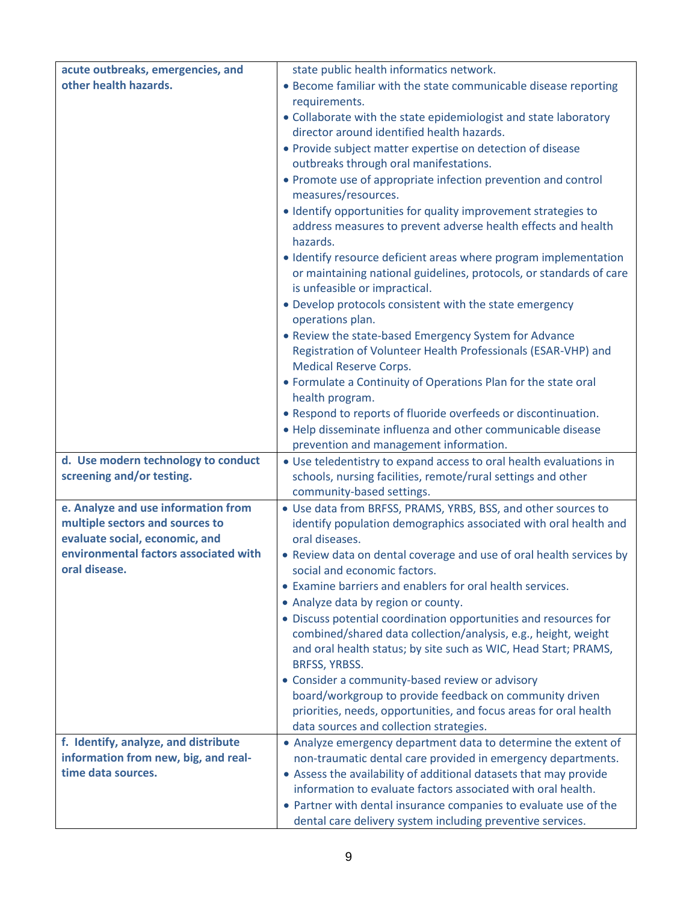| | |
|---|---|
| **acute outbreaks, emergencies, and other health hazards.** | state public health informatics network.<br>• Become familiar with the state communicable disease reporting requirements.<br>• Collaborate with the state epidemiologist and state laboratory director around identified health hazards.<br>• Provide subject matter expertise on detection of disease outbreaks through oral manifestations.<br>• Promote use of appropriate infection prevention and control measures/resources.<br>• Identify opportunities for quality improvement strategies to address measures to prevent adverse health effects and health hazards.<br>• Identify resource deficient areas where program implementation or maintaining national guidelines, protocols, or standards of care is unfeasible or impractical.<br>• Develop protocols consistent with the state emergency operations plan.<br>• Review the state-based Emergency System for Advance Registration of Volunteer Health Professionals (ESAR-VHP) and Medical Reserve Corps.<br>• Formulate a Continuity of Operations Plan for the state oral health program.<br>• Respond to reports of fluoride overfeeds or discontinuation.<br>• Help disseminate influenza and other communicable disease prevention and management information. |
| **d. Use modern technology to conduct screening and/or testing.** | • Use teledentistry to expand access to oral health evaluations in schools, nursing facilities, remote/rural settings and other community-based settings. |
| **e. Analyze and use information from multiple sectors and sources to evaluate social, economic, and environmental factors associated with oral disease.** | • Use data from BRFSS, PRAMS, YRBS, BSS, and other sources to identify population demographics associated with oral health and oral diseases.<br>• Review data on dental coverage and use of oral health services by social and economic factors.<br>• Examine barriers and enablers for oral health services.<br>• Analyze data by region or county.<br>• Discuss potential coordination opportunities and resources for combined/shared data collection/analysis, e.g., height, weight and oral health status; by site such as WIC, Head Start; PRAMS, BRFSS, YRBSS.<br>• Consider a community-based review or advisory board/workgroup to provide feedback on community driven priorities, needs, opportunities, and focus areas for oral health data sources and collection strategies. |
| **f. Identify, analyze, and distribute information from new, big, and real-time data sources.** | • Analyze emergency department data to determine the extent of non-traumatic dental care provided in emergency departments.<br>• Assess the availability of additional datasets that may provide information to evaluate factors associated with oral health.<br>• Partner with dental insurance companies to evaluate use of the dental care delivery system including preventive services. |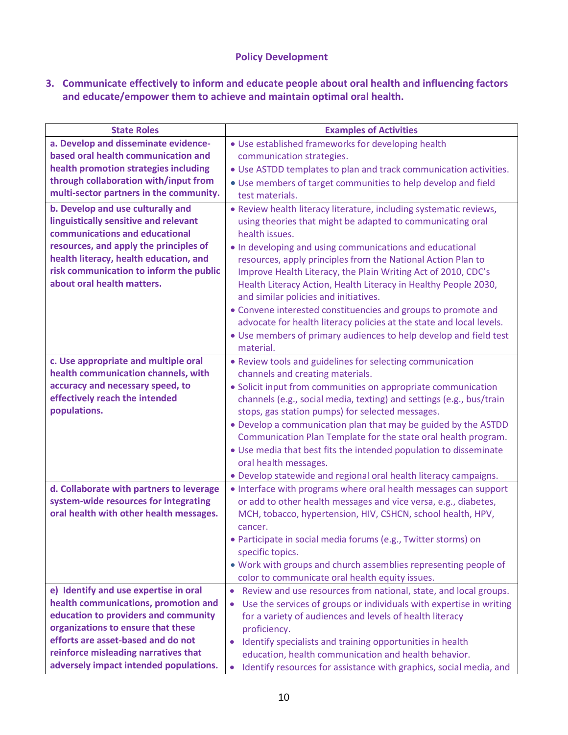## Policy Development

### 3. Communicate effectively to inform and educate people about oral health and influencing factors and educate/empower them to achieve and maintain optimal oral health.

| State Roles | Examples of Activities |
|---|---|
| **a. Develop and disseminate evidence-based oral health communication and health promotion strategies including through collaboration with/input from multi-sector partners in the community.** | • Use established frameworks for developing health communication strategies.<br>• Use ASTDD templates to plan and track communication activities.<br>• Use members of target communities to help develop and field test materials. |
| **b. Develop and use culturally and linguistically sensitive and relevant communications and educational resources, and apply the principles of health literacy, health education, and risk communication to inform the public about oral health matters.** | • Review health literacy literature, including systematic reviews, using theories that might be adapted to communicating oral health issues.<br>• In developing and using communications and educational resources, apply principles from the National Action Plan to Improve Health Literacy, the Plain Writing Act of 2010, CDC's Health Literacy Action, Health Literacy in Healthy People 2030, and similar policies and initiatives.<br>• Convene interested constituencies and groups to promote and advocate for health literacy policies at the state and local levels.<br>• Use members of primary audiences to help develop and field test material. |
| **c. Use appropriate and multiple oral health communication channels, with accuracy and necessary speed, to effectively reach the intended populations.** | • Review tools and guidelines for selecting communication channels and creating materials.<br>• Solicit input from communities on appropriate communication channels (e.g., social media, texting) and settings (e.g., bus/train stops, gas station pumps) for selected messages.<br>• Develop a communication plan that may be guided by the ASTDD Communication Plan Template for the state oral health program.<br>• Use media that best fits the intended population to disseminate oral health messages.<br>• Develop statewide and regional oral health literacy campaigns. |
| **d. Collaborate with partners to leverage system-wide resources for integrating oral health with other health messages.** | • Interface with programs where oral health messages can support or add to other health messages and vice versa, e.g., diabetes, MCH, tobacco, hypertension, HIV, CSHCN, school health, HPV, cancer.<br>• Participate in social media forums (e.g., Twitter storms) on specific topics.<br>• Work with groups and church assemblies representing people of color to communicate oral health equity issues. |
| **e) Identify and use expertise in oral health communications, promotion and education to providers and community organizations to ensure that these efforts are asset-based and do not reinforce misleading narratives that adversely impact intended populations.** | • Review and use resources from national, state, and local groups.<br>• Use the services of groups or individuals with expertise in writing for a variety of audiences and levels of health literacy proficiency.<br>• Identify specialists and training opportunities in health education, health communication and health behavior.<br>• Identify resources for assistance with graphics, social media, and |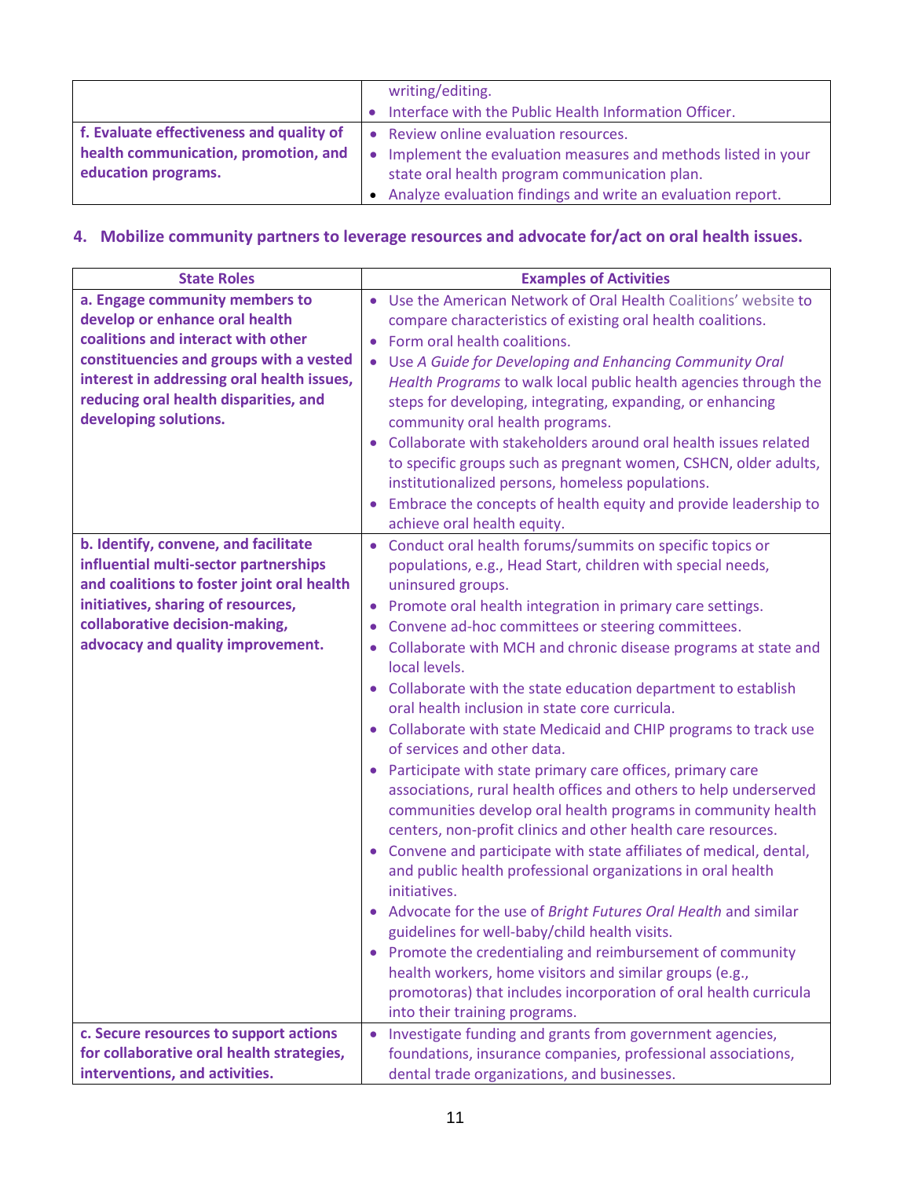| | |
|---|---|
| | writing/editing.<br>• Interface with the Public Health Information Officer. |
| **f. Evaluate effectiveness and quality of health communication, promotion, and education programs.** | • Review online evaluation resources.<br>• Implement the evaluation measures and methods listed in your state oral health program communication plan.<br>• Analyze evaluation findings and write an evaluation report. |

### 4. Mobilize community partners to leverage resources and advocate for/act on oral health issues.

| State Roles | Examples of Activities |
|---|---|
| **a. Engage community members to develop or enhance oral health coalitions and interact with other constituencies and groups with a vested interest in addressing oral health issues, reducing oral health disparities, and developing solutions.** | • Use the American Network of Oral Health Coalitions' website to compare characteristics of existing oral health coalitions.<br>• Form oral health coalitions.<br>• Use *A Guide for Developing and Enhancing Community Oral Health Programs* to walk local public health agencies through the steps for developing, integrating, expanding, or enhancing community oral health programs.<br>• Collaborate with stakeholders around oral health issues related to specific groups such as pregnant women, CSHCN, older adults, institutionalized persons, homeless populations.<br>• Embrace the concepts of health equity and provide leadership to achieve oral health equity. |
| **b. Identify, convene, and facilitate influential multi-sector partnerships and coalitions to foster joint oral health initiatives, sharing of resources, collaborative decision-making, advocacy and quality improvement.** | • Conduct oral health forums/summits on specific topics or populations, e.g., Head Start, children with special needs, uninsured groups.<br>• Promote oral health integration in primary care settings.<br>• Convene ad-hoc committees or steering committees.<br>• Collaborate with MCH and chronic disease programs at state and local levels.<br>• Collaborate with the state education department to establish oral health inclusion in state core curricula.<br>• Collaborate with state Medicaid and CHIP programs to track use of services and other data.<br>• Participate with state primary care offices, primary care associations, rural health offices and others to help underserved communities develop oral health programs in community health centers, non-profit clinics and other health care resources.<br>• Convene and participate with state affiliates of medical, dental, and public health professional organizations in oral health initiatives.<br>• Advocate for the use of *Bright Futures Oral Health* and similar guidelines for well-baby/child health visits.<br>• Promote the credentialing and reimbursement of community health workers, home visitors and similar groups (e.g., promotoras) that includes incorporation of oral health curricula into their training programs. |
| **c. Secure resources to support actions for collaborative oral health strategies, interventions, and activities.** | • Investigate funding and grants from government agencies, foundations, insurance companies, professional associations, dental trade organizations, and businesses. |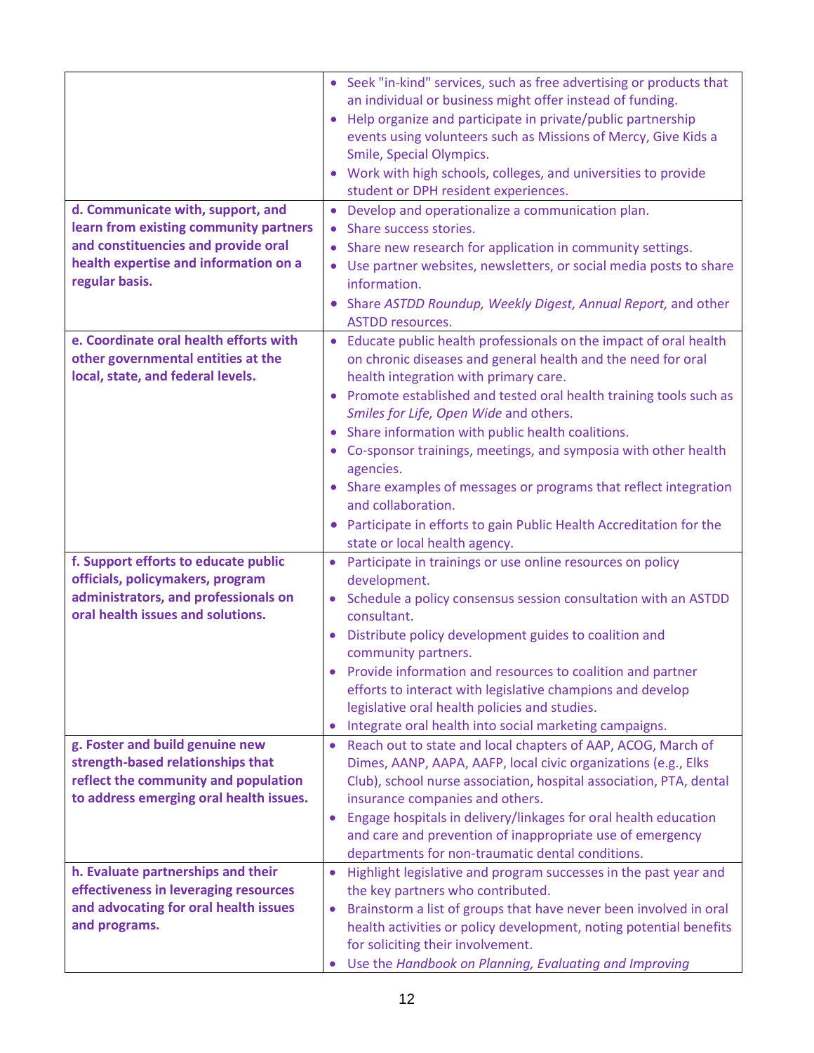| | |
|---|---|
| | • Seek "in-kind" services, such as free advertising or products that an individual or business might offer instead of funding.<br>• Help organize and participate in private/public partnership events using volunteers such as Missions of Mercy, Give Kids a Smile, Special Olympics.<br>• Work with high schools, colleges, and universities to provide student or DPH resident experiences. |
| **d. Communicate with, support, and learn from existing community partners and constituencies and provide oral health expertise and information on a regular basis.** | • Develop and operationalize a communication plan.<br>• Share success stories.<br>• Share new research for application in community settings.<br>• Use partner websites, newsletters, or social media posts to share information.<br>• Share *ASTDD Roundup, Weekly Digest, Annual Report,* and other ASTDD resources. |
| **e. Coordinate oral health efforts with other governmental entities at the local, state, and federal levels.** | • Educate public health professionals on the impact of oral health on chronic diseases and general health and the need for oral health integration with primary care.<br>• Promote established and tested oral health training tools such as *Smiles for Life, Open Wide* and others.<br>• Share information with public health coalitions.<br>• Co-sponsor trainings, meetings, and symposia with other health agencies.<br>• Share examples of messages or programs that reflect integration and collaboration.<br>• Participate in efforts to gain Public Health Accreditation for the state or local health agency. |
| **f. Support efforts to educate public officials, policymakers, program administrators, and professionals on oral health issues and solutions.** | • Participate in trainings or use online resources on policy development.<br>• Schedule a policy consensus session consultation with an ASTDD consultant.<br>• Distribute policy development guides to coalition and community partners.<br>• Provide information and resources to coalition and partner efforts to interact with legislative champions and develop legislative oral health policies and studies.<br>• Integrate oral health into social marketing campaigns. |
| **g. Foster and build genuine new strength-based relationships that reflect the community and population to address emerging oral health issues.** | • Reach out to state and local chapters of AAP, ACOG, March of Dimes, AANP, AAPA, AAFP, local civic organizations (e.g., Elks Club), school nurse association, hospital association, PTA, dental insurance companies and others.<br>• Engage hospitals in delivery/linkages for oral health education and care and prevention of inappropriate use of emergency departments for non-traumatic dental conditions. |
| **h. Evaluate partnerships and their effectiveness in leveraging resources and advocating for oral health issues and programs.** | • Highlight legislative and program successes in the past year and the key partners who contributed.<br>• Brainstorm a list of groups that have never been involved in oral health activities or policy development, noting potential benefits for soliciting their involvement.<br>• Use the *Handbook on Planning, Evaluating and Improving* |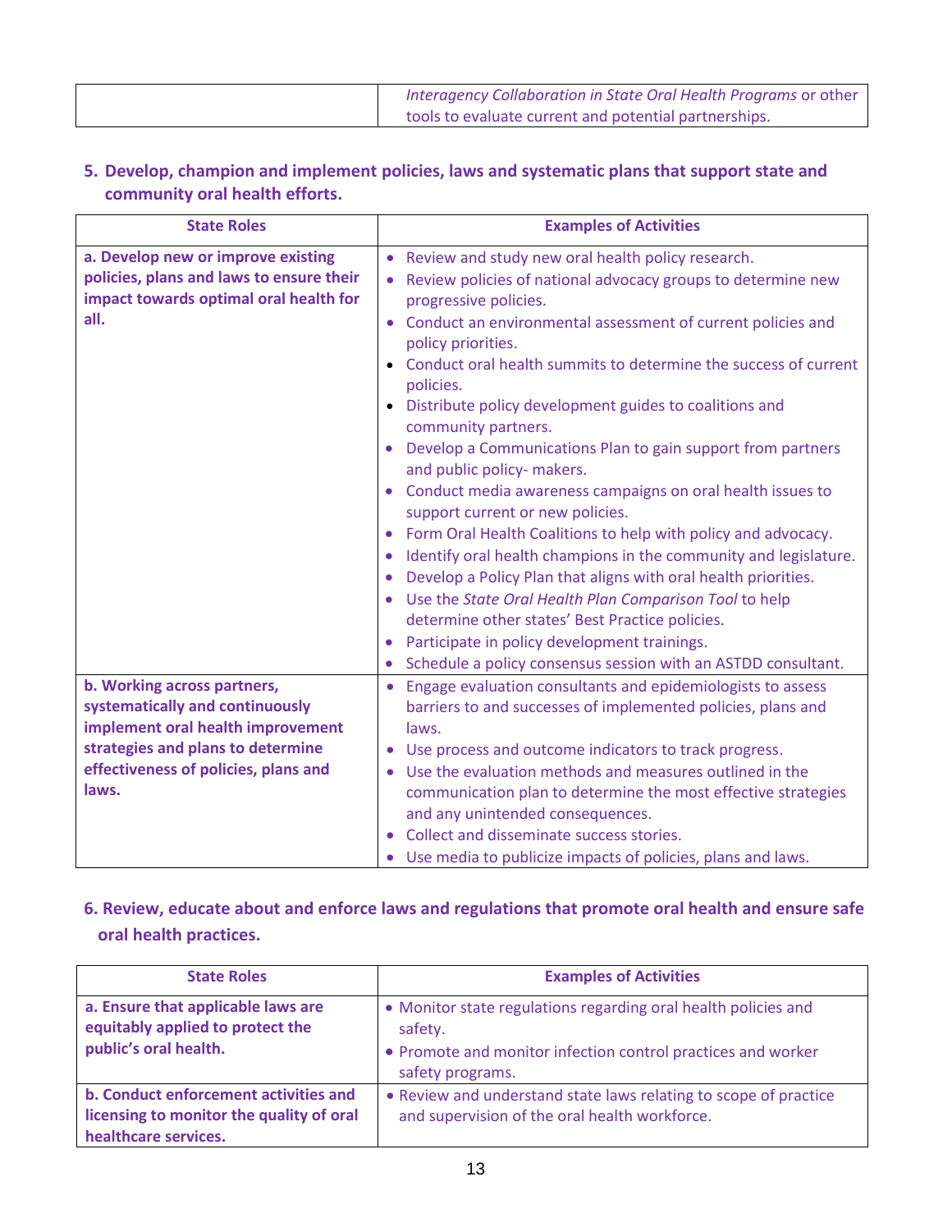| | |
|---|---|
| | *Interagency Collaboration in State Oral Health Programs* or other tools to evaluate current and potential partnerships. |

## 5. Develop, champion and implement policies, laws and systematic plans that support state and community oral health efforts.

| State Roles | Examples of Activities |
|---|---|
| **a. Develop new or improve existing policies, plans and laws to ensure their impact towards optimal oral health for all.** | • Review and study new oral health policy research.<br>• Review policies of national advocacy groups to determine new progressive policies.<br>• Conduct an environmental assessment of current policies and policy priorities.<br>• Conduct oral health summits to determine the success of current policies.<br>• Distribute policy development guides to coalitions and community partners.<br>• Develop a Communications Plan to gain support from partners and public policy- makers.<br>• Conduct media awareness campaigns on oral health issues to support current or new policies.<br>• Form Oral Health Coalitions to help with policy and advocacy.<br>• Identify oral health champions in the community and legislature.<br>• Develop a Policy Plan that aligns with oral health priorities.<br>• Use the *State Oral Health Plan Comparison Tool* to help determine other states' Best Practice policies.<br>• Participate in policy development trainings.<br>• Schedule a policy consensus session with an ASTDD consultant. |
| **b. Working across partners, systematically and continuously implement oral health improvement strategies and plans to determine effectiveness of policies, plans and laws.** | • Engage evaluation consultants and epidemiologists to assess barriers to and successes of implemented policies, plans and laws.<br>• Use process and outcome indicators to track progress.<br>• Use the evaluation methods and measures outlined in the communication plan to determine the most effective strategies and any unintended consequences.<br>• Collect and disseminate success stories.<br>• Use media to publicize impacts of policies, plans and laws. |

## 6. Review, educate about and enforce laws and regulations that promote oral health and ensure safe oral health practices.

| State Roles | Examples of Activities |
|---|---|
| **a. Ensure that applicable laws are equitably applied to protect the public's oral health.** | • Monitor state regulations regarding oral health policies and safety.<br>• Promote and monitor infection control practices and worker safety programs. |
| **b. Conduct enforcement activities and licensing to monitor the quality of oral healthcare services.** | • Review and understand state laws relating to scope of practice and supervision of the oral health workforce. |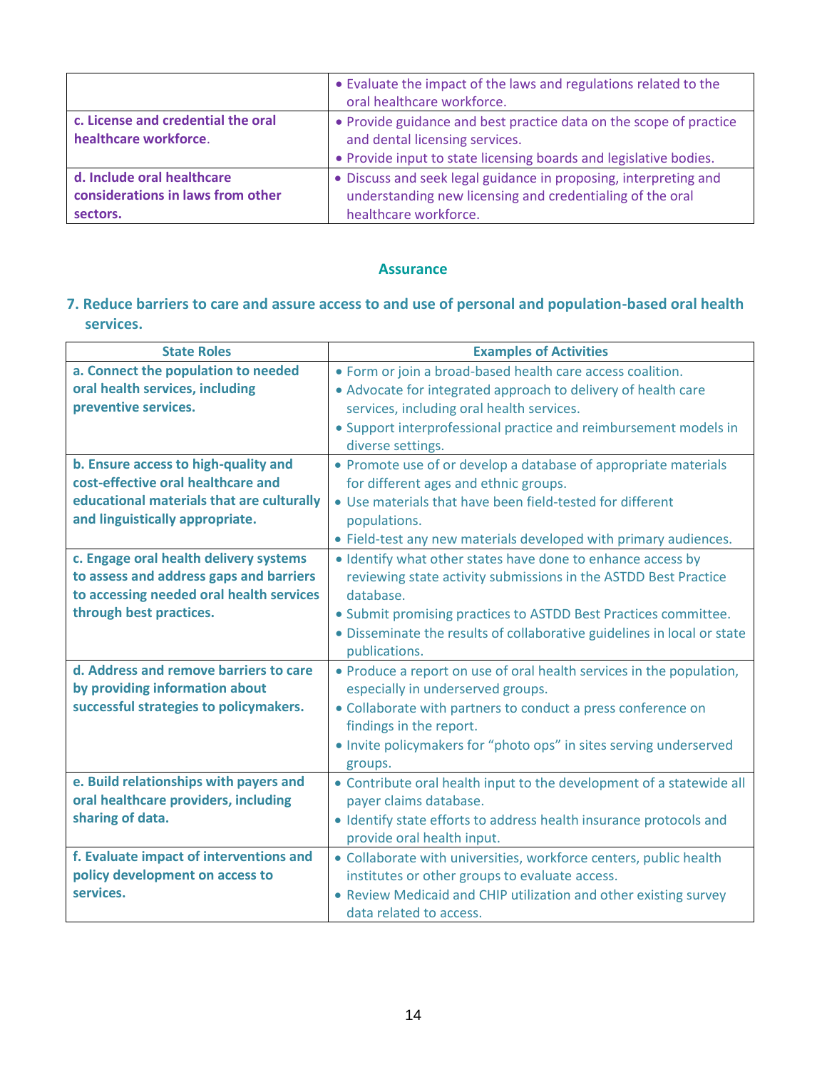| | |
|---|---|
| | • Evaluate the impact of the laws and regulations related to the oral healthcare workforce. |
| **c. License and credential the oral healthcare workforce.** | • Provide guidance and best practice data on the scope of practice and dental licensing services.<br>• Provide input to state licensing boards and legislative bodies. |
| **d. Include oral healthcare considerations in laws from other sectors.** | • Discuss and seek legal guidance in proposing, interpreting and understanding new licensing and credentialing of the oral healthcare workforce. |

## Assurance

### 7. Reduce barriers to care and assure access to and use of personal and population-based oral health services.

| State Roles | Examples of Activities |
|---|---|
| **a. Connect the population to needed oral health services, including preventive services.** | • Form or join a broad-based health care access coalition.<br>• Advocate for integrated approach to delivery of health care services, including oral health services.<br>• Support interprofessional practice and reimbursement models in diverse settings. |
| **b. Ensure access to high-quality and cost-effective oral healthcare and educational materials that are culturally and linguistically appropriate.** | • Promote use of or develop a database of appropriate materials for different ages and ethnic groups.<br>• Use materials that have been field-tested for different populations.<br>• Field-test any new materials developed with primary audiences. |
| **c. Engage oral health delivery systems to assess and address gaps and barriers to accessing needed oral health services through best practices.** | • Identify what other states have done to enhance access by reviewing state activity submissions in the ASTDD Best Practice database.<br>• Submit promising practices to ASTDD Best Practices committee.<br>• Disseminate the results of collaborative guidelines in local or state publications. |
| **d. Address and remove barriers to care by providing information about successful strategies to policymakers.** | • Produce a report on use of oral health services in the population, especially in underserved groups.<br>• Collaborate with partners to conduct a press conference on findings in the report.<br>• Invite policymakers for "photo ops" in sites serving underserved groups. |
| **e. Build relationships with payers and oral healthcare providers, including sharing of data.** | • Contribute oral health input to the development of a statewide all payer claims database.<br>• Identify state efforts to address health insurance protocols and provide oral health input. |
| **f. Evaluate impact of interventions and policy development on access to services.** | • Collaborate with universities, workforce centers, public health institutes or other groups to evaluate access.<br>• Review Medicaid and CHIP utilization and other existing survey data related to access. |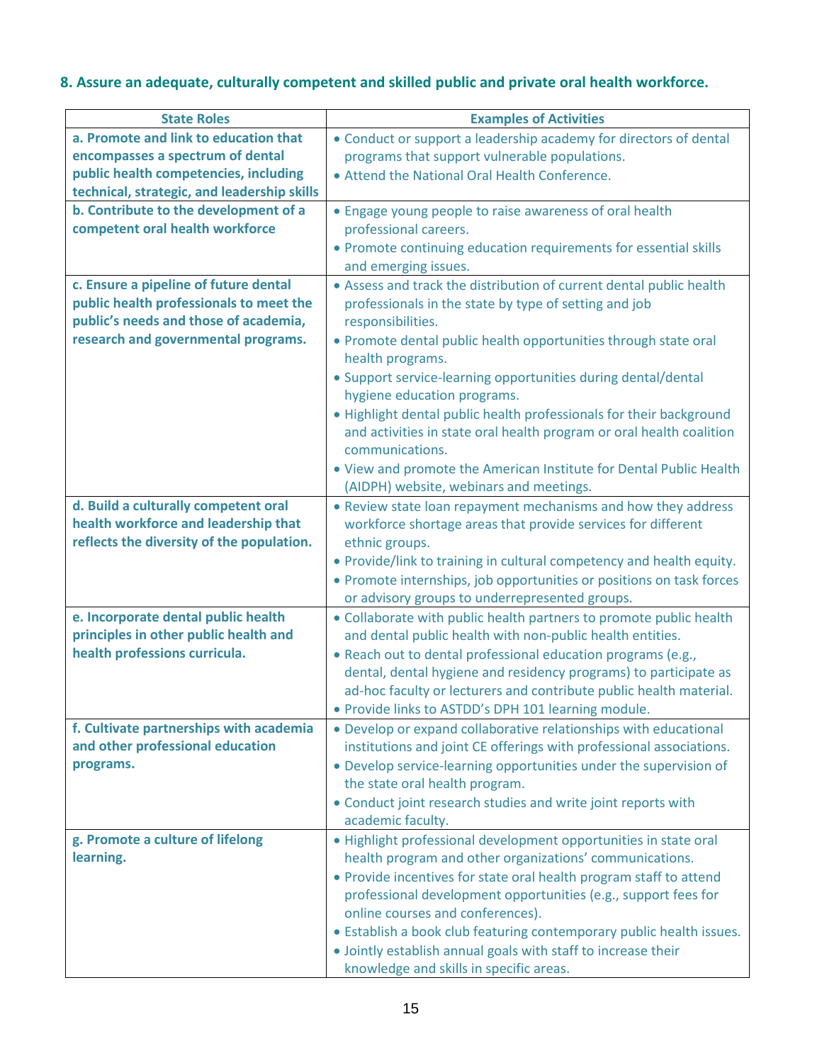## 8. Assure an adequate, culturally competent and skilled public and private oral health workforce.

| State Roles | Examples of Activities |
|---|---|
| **a. Promote and link to education that encompasses a spectrum of dental public health competencies, including technical, strategic, and leadership skills** | • Conduct or support a leadership academy for directors of dental programs that support vulnerable populations.<br>• Attend the National Oral Health Conference. |
| **b. Contribute to the development of a competent oral health workforce** | • Engage young people to raise awareness of oral health professional careers.<br>• Promote continuing education requirements for essential skills and emerging issues. |
| **c. Ensure a pipeline of future dental public health professionals to meet the public's needs and those of academia, research and governmental programs.** | • Assess and track the distribution of current dental public health professionals in the state by type of setting and job responsibilities.<br>• Promote dental public health opportunities through state oral health programs.<br>• Support service-learning opportunities during dental/dental hygiene education programs.<br>• Highlight dental public health professionals for their background and activities in state oral health program or oral health coalition communications.<br>• View and promote the American Institute for Dental Public Health (AIDPH) website, webinars and meetings. |
| **d. Build a culturally competent oral health workforce and leadership that reflects the diversity of the population.** | • Review state loan repayment mechanisms and how they address workforce shortage areas that provide services for different ethnic groups.<br>• Provide/link to training in cultural competency and health equity.<br>• Promote internships, job opportunities or positions on task forces or advisory groups to underrepresented groups. |
| **e. Incorporate dental public health principles in other public health and health professions curricula.** | • Collaborate with public health partners to promote public health and dental public health with non-public health entities.<br>• Reach out to dental professional education programs (e.g., dental, dental hygiene and residency programs) to participate as ad-hoc faculty or lecturers and contribute public health material.<br>• Provide links to ASTDD's DPH 101 learning module. |
| **f. Cultivate partnerships with academia and other professional education programs.** | • Develop or expand collaborative relationships with educational institutions and joint CE offerings with professional associations.<br>• Develop service-learning opportunities under the supervision of the state oral health program.<br>• Conduct joint research studies and write joint reports with academic faculty. |
| **g. Promote a culture of lifelong learning.** | • Highlight professional development opportunities in state oral health program and other organizations' communications.<br>• Provide incentives for state oral health program staff to attend professional development opportunities (e.g., support fees for online courses and conferences).<br>• Establish a book club featuring contemporary public health issues.<br>• Jointly establish annual goals with staff to increase their knowledge and skills in specific areas. |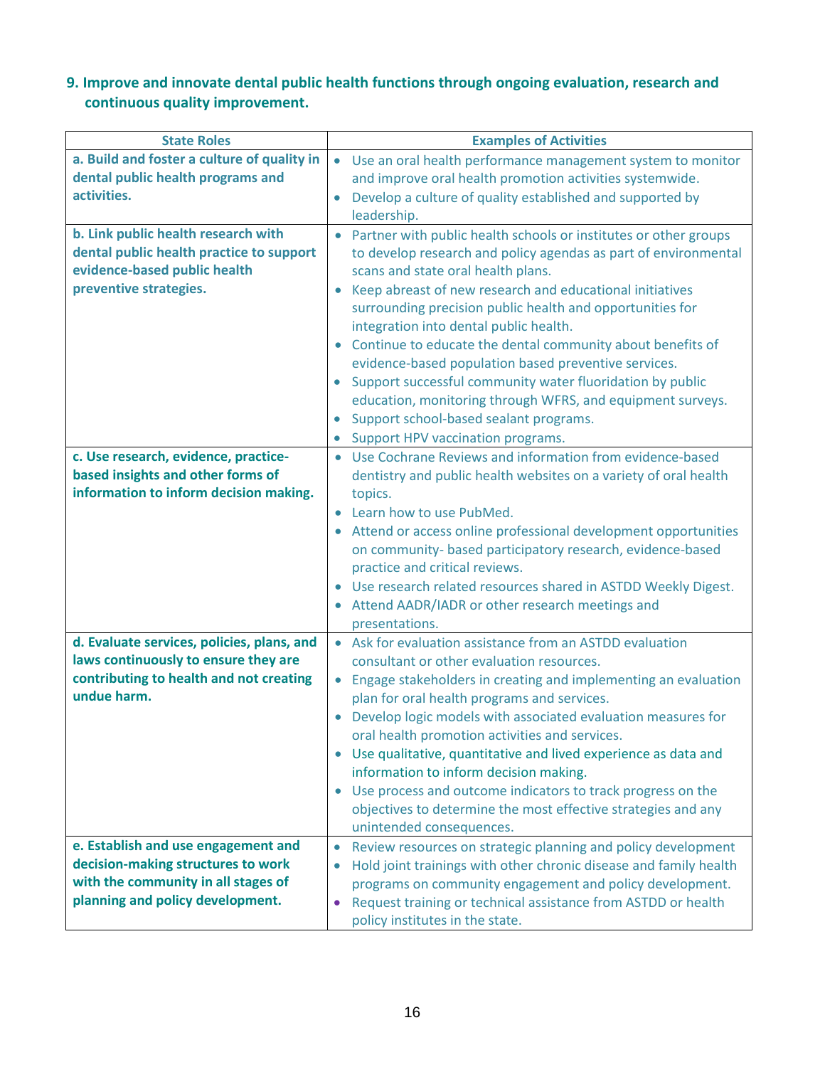### 9. Improve and innovate dental public health functions through ongoing evaluation, research and continuous quality improvement.

| State Roles | Examples of Activities |
| --- | --- |
| **a. Build and foster a culture of quality in dental public health programs and activities.** | • Use an oral health performance management system to monitor and improve oral health promotion activities systemwide.<br>• Develop a culture of quality established and supported by leadership. |
| **b. Link public health research with dental public health practice to support evidence-based public health preventive strategies.** | • Partner with public health schools or institutes or other groups to develop research and policy agendas as part of environmental scans and state oral health plans.<br>• Keep abreast of new research and educational initiatives surrounding precision public health and opportunities for integration into dental public health.<br>• Continue to educate the dental community about benefits of evidence-based population based preventive services.<br>• Support successful community water fluoridation by public education, monitoring through WFRS, and equipment surveys.<br>• Support school-based sealant programs.<br>• Support HPV vaccination programs. |
| **c. Use research, evidence, practice-based insights and other forms of information to inform decision making.** | • Use Cochrane Reviews and information from evidence-based dentistry and public health websites on a variety of oral health topics.<br>• Learn how to use PubMed.<br>• Attend or access online professional development opportunities on community- based participatory research, evidence-based practice and critical reviews.<br>• Use research related resources shared in ASTDD Weekly Digest.<br>• Attend AADR/IADR or other research meetings and presentations. |
| **d. Evaluate services, policies, plans, and laws continuously to ensure they are contributing to health and not creating undue harm.** | • Ask for evaluation assistance from an ASTDD evaluation consultant or other evaluation resources.<br>• Engage stakeholders in creating and implementing an evaluation plan for oral health programs and services.<br>• Develop logic models with associated evaluation measures for oral health promotion activities and services.<br>• Use qualitative, quantitative and lived experience as data and information to inform decision making.<br>• Use process and outcome indicators to track progress on the objectives to determine the most effective strategies and any unintended consequences. |
| **e. Establish and use engagement and decision-making structures to work with the community in all stages of planning and policy development.** | • Review resources on strategic planning and policy development<br>• Hold joint trainings with other chronic disease and family health programs on community engagement and policy development.<br>• Request training or technical assistance from ASTDD or health policy institutes in the state. |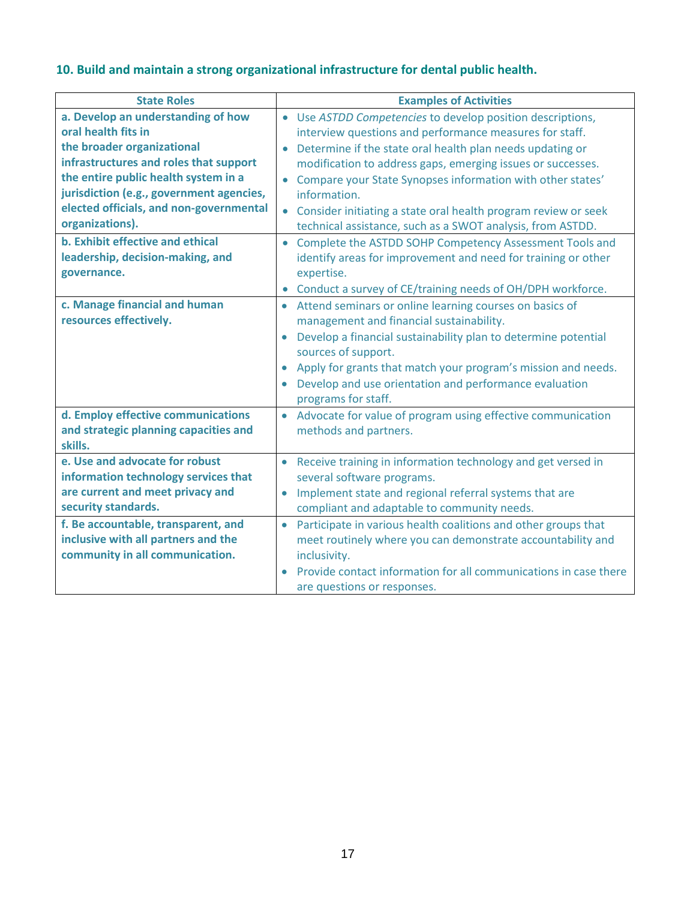### 10. Build and maintain a strong organizational infrastructure for dental public health.

| State Roles | Examples of Activities |
|---|---|
| **a. Develop an understanding of how oral health fits in the broader organizational infrastructures and roles that support the entire public health system in a jurisdiction (e.g., government agencies, elected officials, and non-governmental organizations).** | • Use *ASTDD Competencies* to develop position descriptions, interview questions and performance measures for staff.<br>• Determine if the state oral health plan needs updating or modification to address gaps, emerging issues or successes.<br>• Compare your State Synopses information with other states' information.<br>• Consider initiating a state oral health program review or seek technical assistance, such as a SWOT analysis, from ASTDD. |
| **b. Exhibit effective and ethical leadership, decision-making, and governance.** | • Complete the ASTDD SOHP Competency Assessment Tools and identify areas for improvement and need for training or other expertise.<br>• Conduct a survey of CE/training needs of OH/DPH workforce. |
| **c. Manage financial and human resources effectively.** | • Attend seminars or online learning courses on basics of management and financial sustainability.<br>• Develop a financial sustainability plan to determine potential sources of support.<br>• Apply for grants that match your program's mission and needs.<br>• Develop and use orientation and performance evaluation programs for staff. |
| **d. Employ effective communications and strategic planning capacities and skills.** | • Advocate for value of program using effective communication methods and partners. |
| **e. Use and advocate for robust information technology services that are current and meet privacy and security standards.** | • Receive training in information technology and get versed in several software programs.<br>• Implement state and regional referral systems that are compliant and adaptable to community needs. |
| **f. Be accountable, transparent, and inclusive with all partners and the community in all communication.** | • Participate in various health coalitions and other groups that meet routinely where you can demonstrate accountability and inclusivity.<br>• Provide contact information for all communications in case there are questions or responses. |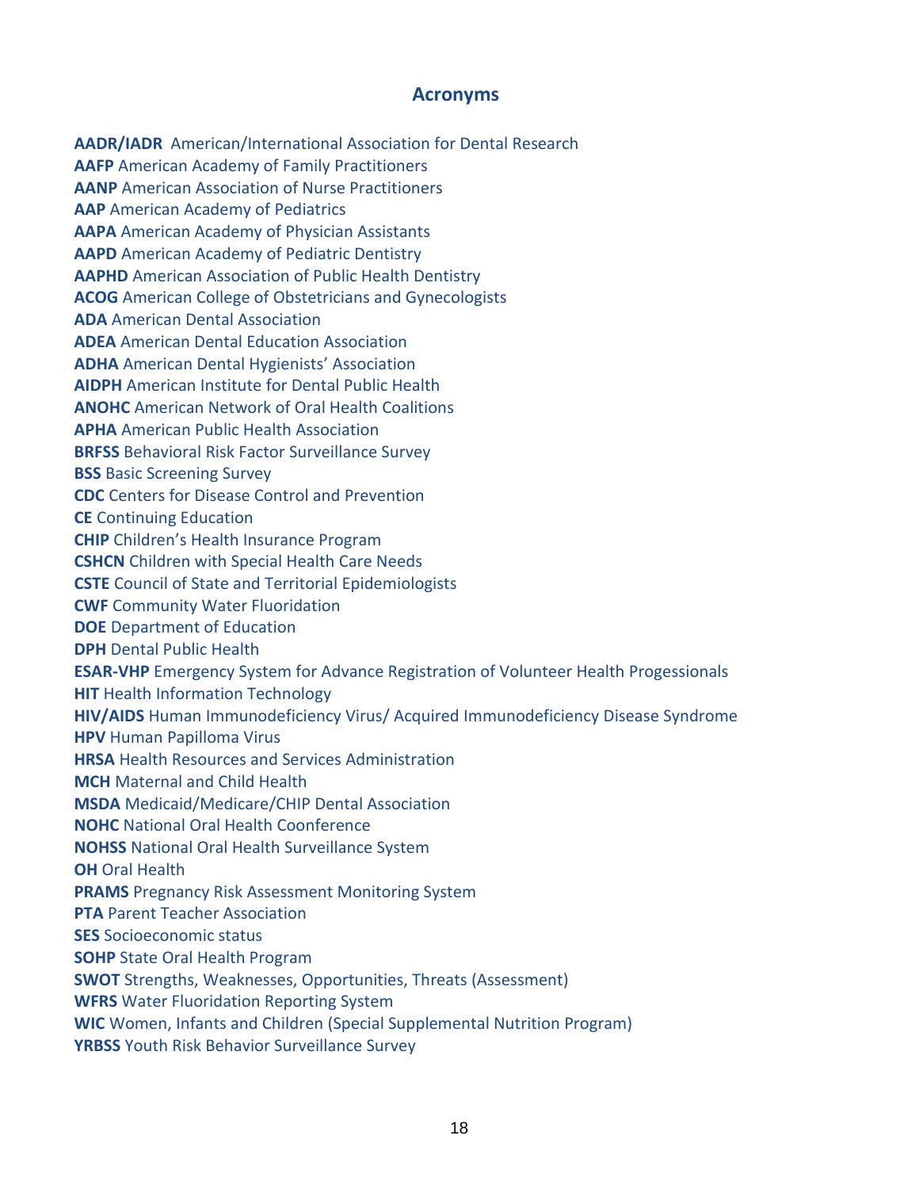## Acronyms

**AADR/IADR** American/International Association for Dental Research
**AAFP** American Academy of Family Practitioners
**AANP** American Association of Nurse Practitioners
**AAP** American Academy of Pediatrics
**AAPA** American Academy of Physician Assistants
**AAPD** American Academy of Pediatric Dentistry
**AAPHD** American Association of Public Health Dentistry
**ACOG** American College of Obstetricians and Gynecologists
**ADA** American Dental Association
**ADEA** American Dental Education Association
**ADHA** American Dental Hygienists' Association
**AIDPH** American Institute for Dental Public Health
**ANOHC** American Network of Oral Health Coalitions
**APHA** American Public Health Association
**BRFSS** Behavioral Risk Factor Surveillance Survey
**BSS** Basic Screening Survey
**CDC** Centers for Disease Control and Prevention
**CE** Continuing Education
**CHIP** Children's Health Insurance Program
**CSHCN** Children with Special Health Care Needs
**CSTE** Council of State and Territorial Epidemiologists
**CWF** Community Water Fluoridation
**DOE** Department of Education
**DPH** Dental Public Health
**ESAR-VHP** Emergency System for Advance Registration of Volunteer Health Progessionals
**HIT** Health Information Technology
**HIV/AIDS** Human Immunodeficiency Virus/ Acquired Immunodeficiency Disease Syndrome
**HPV** Human Papilloma Virus
**HRSA** Health Resources and Services Administration
**MCH** Maternal and Child Health
**MSDA** Medicaid/Medicare/CHIP Dental Association
**NOHC** National Oral Health Coonference
**NOHSS** National Oral Health Surveillance System
**OH** Oral Health
**PRAMS** Pregnancy Risk Assessment Monitoring System
**PTA** Parent Teacher Association
**SES** Socioeconomic status
**SOHP** State Oral Health Program
**SWOT** Strengths, Weaknesses, Opportunities, Threats (Assessment)
**WFRS** Water Fluoridation Reporting System
**WIC** Women, Infants and Children (Special Supplemental Nutrition Program)
**YRBSS** Youth Risk Behavior Surveillance Survey